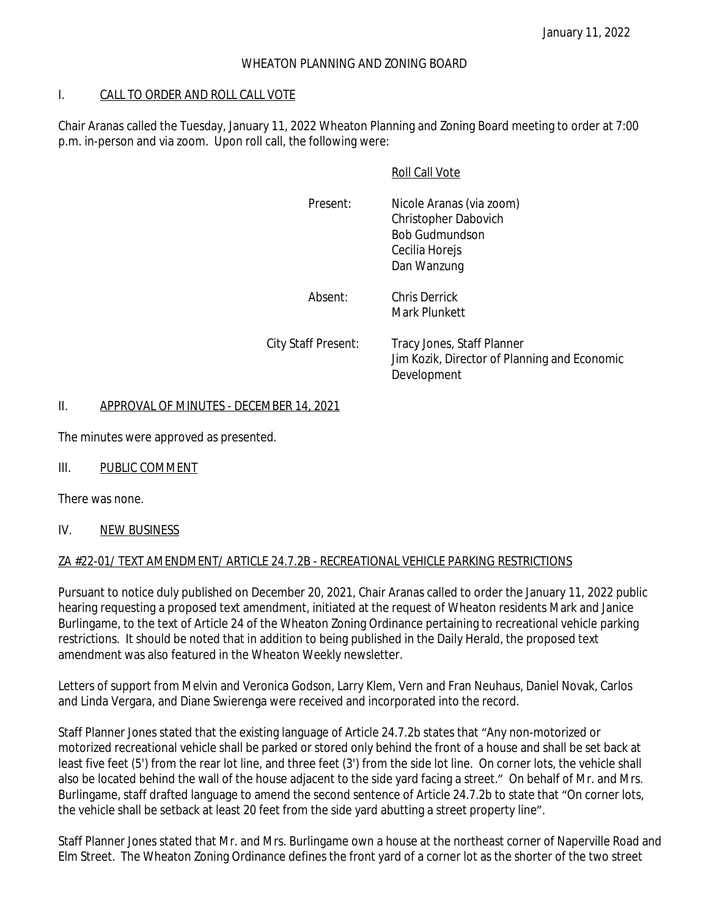January 11, 2022

WHEATON PLANNING AND ZONING BOARD

## I. CALL TO ORDER AND ROLL CALL VOTE

Chair Aranas called the Tuesday, January 11, 2022 Wheaton Planning and Zoning Board meeting to order at 7:00 p.m. in-person and via zoom. Upon roll call, the following were:

Roll Call Vote

| | |
|---|---|
| Present: | Nicole Aranas (via zoom)<br>Christopher Dabovich<br>Bob Gudmundson<br>Cecilia Horejs<br>Dan Wanzung |
| Absent: | Chris Derrick<br>Mark Plunkett |
| City Staff Present: | Tracy Jones, Staff Planner<br>Jim Kozik, Director of Planning and Economic Development |

## II. APPROVAL OF MINUTES - DECEMBER 14, 2021

The minutes were approved as presented.

## III. PUBLIC COMMENT

There was none.

## IV. NEW BUSINESS

### ZA #22-01/ TEXT AMENDMENT/ ARTICLE 24.7.2B - RECREATIONAL VEHICLE PARKING RESTRICTIONS

Pursuant to notice duly published on December 20, 2021, Chair Aranas called to order the January 11, 2022 public hearing requesting a proposed text amendment, initiated at the request of Wheaton residents Mark and Janice Burlingame, to the text of Article 24 of the Wheaton Zoning Ordinance pertaining to recreational vehicle parking restrictions. It should be noted that in addition to being published in the Daily Herald, the proposed text amendment was also featured in the Wheaton Weekly newsletter.

Letters of support from Melvin and Veronica Godson, Larry Klem, Vern and Fran Neuhaus, Daniel Novak, Carlos and Linda Vergara, and Diane Swierenga were received and incorporated into the record.

Staff Planner Jones stated that the existing language of Article 24.7.2b states that "Any non-motorized or motorized recreational vehicle shall be parked or stored only behind the front of a house and shall be set back at least five feet (5') from the rear lot line, and three feet (3') from the side lot line. On corner lots, the vehicle shall also be located behind the wall of the house adjacent to the side yard facing a street." On behalf of Mr. and Mrs. Burlingame, staff drafted language to amend the second sentence of Article 24.7.2b to state that "On corner lots, the vehicle shall be setback at least 20 feet from the side yard abutting a street property line".

Staff Planner Jones stated that Mr. and Mrs. Burlingame own a house at the northeast corner of Naperville Road and Elm Street. The Wheaton Zoning Ordinance defines the front yard of a corner lot as the shorter of the two street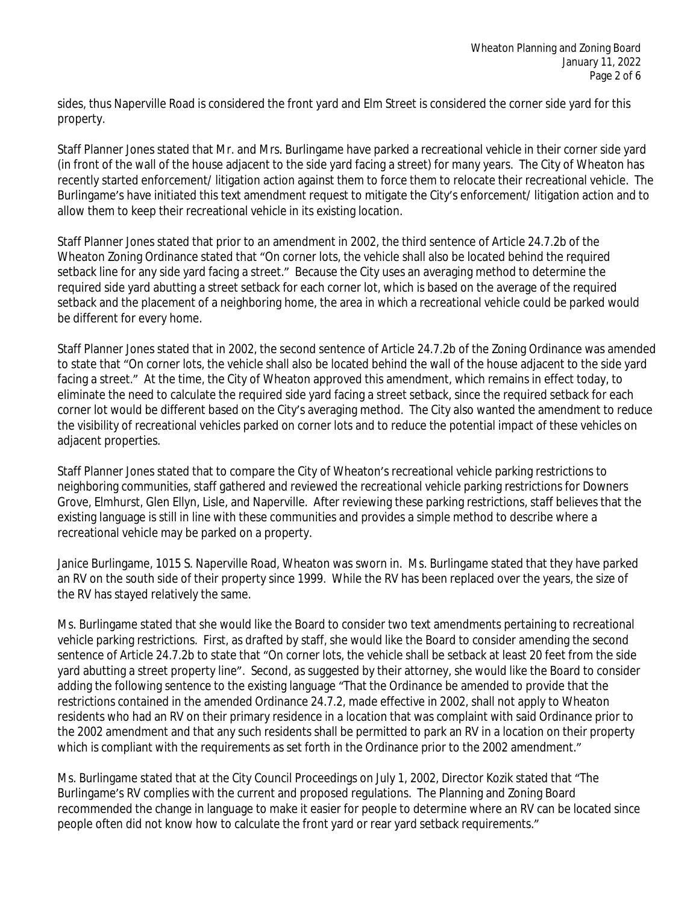sides, thus Naperville Road is considered the front yard and Elm Street is considered the corner side yard for this property.

Staff Planner Jones stated that Mr. and Mrs. Burlingame have parked a recreational vehicle in their corner side yard (in front of the wall of the house adjacent to the side yard facing a street) for many years. The City of Wheaton has recently started enforcement/ litigation action against them to force them to relocate their recreational vehicle. The Burlingame's have initiated this text amendment request to mitigate the City's enforcement/ litigation action and to allow them to keep their recreational vehicle in its existing location.

Staff Planner Jones stated that prior to an amendment in 2002, the third sentence of Article 24.7.2b of the Wheaton Zoning Ordinance stated that "On corner lots, the vehicle shall also be located behind the required setback line for any side yard facing a street." Because the City uses an averaging method to determine the required side yard abutting a street setback for each corner lot, which is based on the average of the required setback and the placement of a neighboring home, the area in which a recreational vehicle could be parked would be different for every home.

Staff Planner Jones stated that in 2002, the second sentence of Article 24.7.2b of the Zoning Ordinance was amended to state that "On corner lots, the vehicle shall also be located behind the wall of the house adjacent to the side yard facing a street." At the time, the City of Wheaton approved this amendment, which remains in effect today, to eliminate the need to calculate the required side yard facing a street setback, since the required setback for each corner lot would be different based on the City's averaging method. The City also wanted the amendment to reduce the visibility of recreational vehicles parked on corner lots and to reduce the potential impact of these vehicles on adjacent properties.

Staff Planner Jones stated that to compare the City of Wheaton's recreational vehicle parking restrictions to neighboring communities, staff gathered and reviewed the recreational vehicle parking restrictions for Downers Grove, Elmhurst, Glen Ellyn, Lisle, and Naperville. After reviewing these parking restrictions, staff believes that the existing language is still in line with these communities and provides a simple method to describe where a recreational vehicle may be parked on a property.

Janice Burlingame, 1015 S. Naperville Road, Wheaton was sworn in. Ms. Burlingame stated that they have parked an RV on the south side of their property since 1999. While the RV has been replaced over the years, the size of the RV has stayed relatively the same.

Ms. Burlingame stated that she would like the Board to consider two text amendments pertaining to recreational vehicle parking restrictions. First, as drafted by staff, she would like the Board to consider amending the second sentence of Article 24.7.2b to state that "On corner lots, the vehicle shall be setback at least 20 feet from the side yard abutting a street property line". Second, as suggested by their attorney, she would like the Board to consider adding the following sentence to the existing language "That the Ordinance be amended to provide that the restrictions contained in the amended Ordinance 24.7.2, made effective in 2002, shall not apply to Wheaton residents who had an RV on their primary residence in a location that was complaint with said Ordinance prior to the 2002 amendment and that any such residents shall be permitted to park an RV in a location on their property which is compliant with the requirements as set forth in the Ordinance prior to the 2002 amendment."

Ms. Burlingame stated that at the City Council Proceedings on July 1, 2002, Director Kozik stated that "The Burlingame's RV complies with the current and proposed regulations. The Planning and Zoning Board recommended the change in language to make it easier for people to determine where an RV can be located since people often did not know how to calculate the front yard or rear yard setback requirements."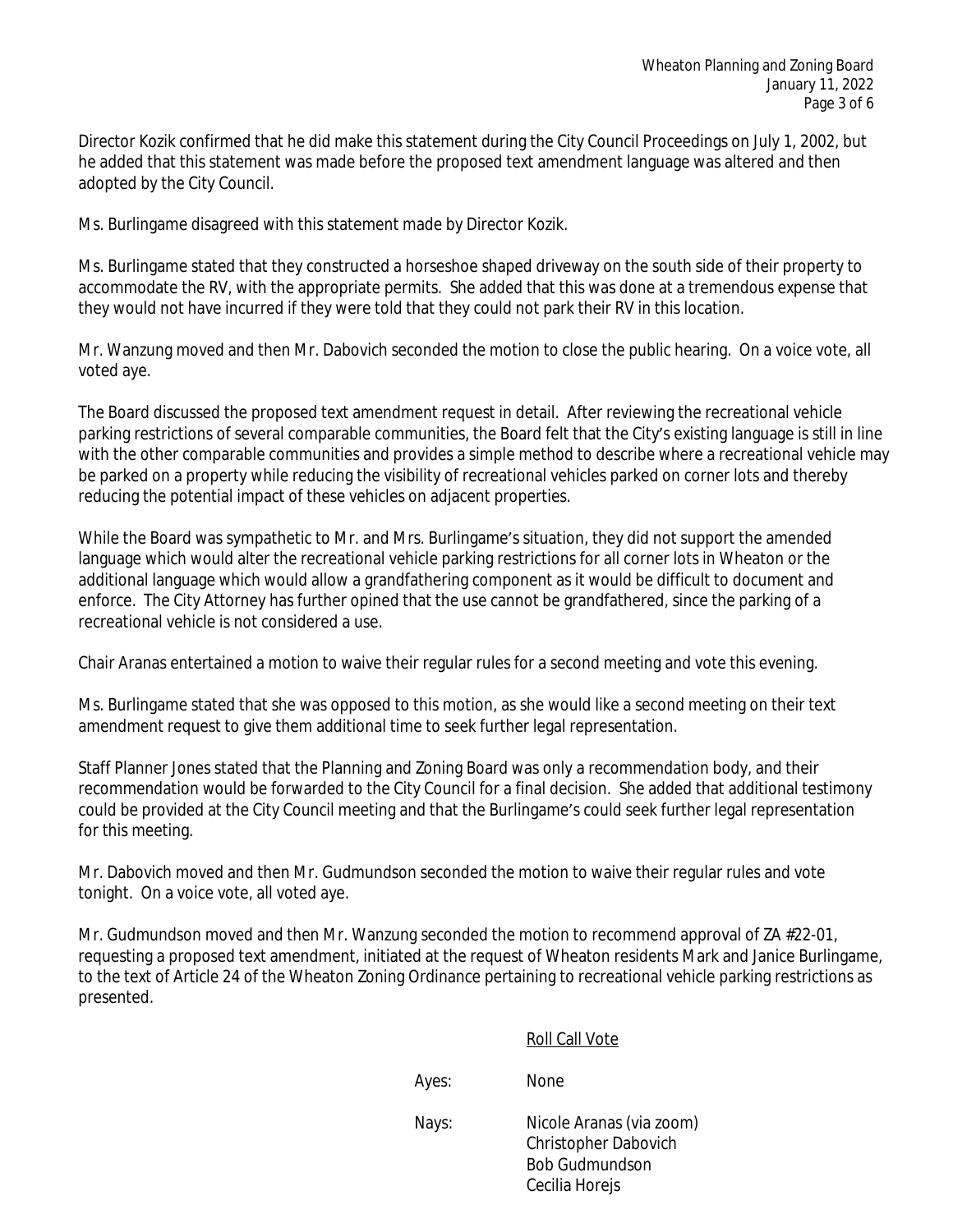Director Kozik confirmed that he did make this statement during the City Council Proceedings on July 1, 2002, but he added that this statement was made before the proposed text amendment language was altered and then adopted by the City Council.

Ms. Burlingame disagreed with this statement made by Director Kozik.

Ms. Burlingame stated that they constructed a horseshoe shaped driveway on the south side of their property to accommodate the RV, with the appropriate permits. She added that this was done at a tremendous expense that they would not have incurred if they were told that they could not park their RV in this location.

Mr. Wanzung moved and then Mr. Dabovich seconded the motion to close the public hearing. On a voice vote, all voted aye.

The Board discussed the proposed text amendment request in detail. After reviewing the recreational vehicle parking restrictions of several comparable communities, the Board felt that the City's existing language is still in line with the other comparable communities and provides a simple method to describe where a recreational vehicle may be parked on a property while reducing the visibility of recreational vehicles parked on corner lots and thereby reducing the potential impact of these vehicles on adjacent properties.

While the Board was sympathetic to Mr. and Mrs. Burlingame's situation, they did not support the amended language which would alter the recreational vehicle parking restrictions for all corner lots in Wheaton or the additional language which would allow a grandfathering component as it would be difficult to document and enforce. The City Attorney has further opined that the use cannot be grandfathered, since the parking of a recreational vehicle is not considered a use.

Chair Aranas entertained a motion to waive their regular rules for a second meeting and vote this evening.

Ms. Burlingame stated that she was opposed to this motion, as she would like a second meeting on their text amendment request to give them additional time to seek further legal representation.

Staff Planner Jones stated that the Planning and Zoning Board was only a recommendation body, and their recommendation would be forwarded to the City Council for a final decision. She added that additional testimony could be provided at the City Council meeting and that the Burlingame's could seek further legal representation for this meeting.

Mr. Dabovich moved and then Mr. Gudmundson seconded the motion to waive their regular rules and vote tonight. On a voice vote, all voted aye.

Mr. Gudmundson moved and then Mr. Wanzung seconded the motion to recommend approval of ZA #22-01, requesting a proposed text amendment, initiated at the request of Wheaton residents Mark and Janice Burlingame, to the text of Article 24 of the Wheaton Zoning Ordinance pertaining to recreational vehicle parking restrictions as presented.

Roll Call Vote

Ayes: None

Nays: Nicole Aranas (via zoom)
Christopher Dabovich
Bob Gudmundson
Cecilia Horejs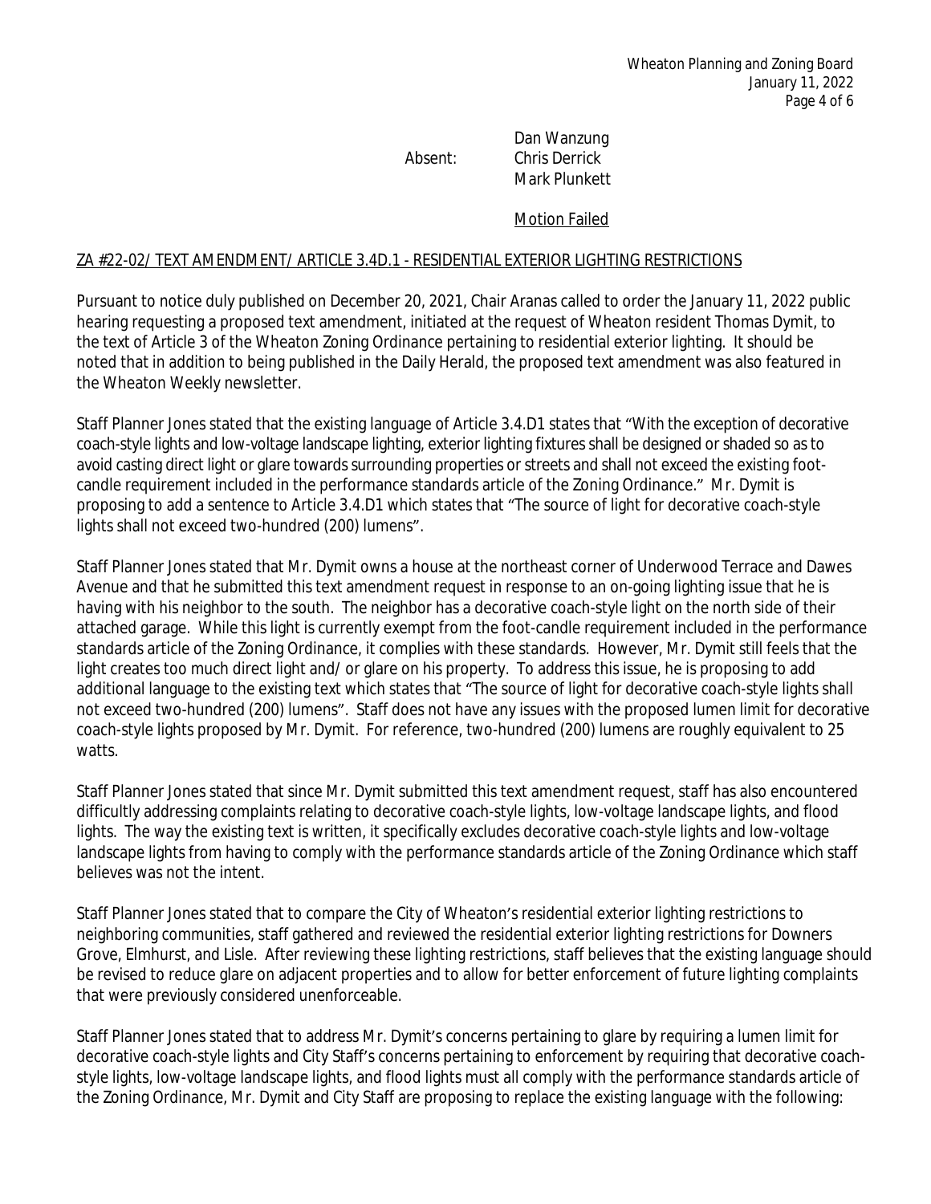Dan Wanzung
Absent: Chris Derrick
Mark Plunkett

Motion Failed

## ZA #22-02/ TEXT AMENDMENT/ ARTICLE 3.4D.1 - RESIDENTIAL EXTERIOR LIGHTING RESTRICTIONS

Pursuant to notice duly published on December 20, 2021, Chair Aranas called to order the January 11, 2022 public hearing requesting a proposed text amendment, initiated at the request of Wheaton resident Thomas Dymit, to the text of Article 3 of the Wheaton Zoning Ordinance pertaining to residential exterior lighting. It should be noted that in addition to being published in the Daily Herald, the proposed text amendment was also featured in the Wheaton Weekly newsletter.

Staff Planner Jones stated that the existing language of Article 3.4.D1 states that "With the exception of decorative coach-style lights and low-voltage landscape lighting, exterior lighting fixtures shall be designed or shaded so as to avoid casting direct light or glare towards surrounding properties or streets and shall not exceed the existing foot-candle requirement included in the performance standards article of the Zoning Ordinance." Mr. Dymit is proposing to add a sentence to Article 3.4.D1 which states that "The source of light for decorative coach-style lights shall not exceed two-hundred (200) lumens".

Staff Planner Jones stated that Mr. Dymit owns a house at the northeast corner of Underwood Terrace and Dawes Avenue and that he submitted this text amendment request in response to an on-going lighting issue that he is having with his neighbor to the south. The neighbor has a decorative coach-style light on the north side of their attached garage. While this light is currently exempt from the foot-candle requirement included in the performance standards article of the Zoning Ordinance, it complies with these standards. However, Mr. Dymit still feels that the light creates too much direct light and/ or glare on his property. To address this issue, he is proposing to add additional language to the existing text which states that "The source of light for decorative coach-style lights shall not exceed two-hundred (200) lumens". Staff does not have any issues with the proposed lumen limit for decorative coach-style lights proposed by Mr. Dymit. For reference, two-hundred (200) lumens are roughly equivalent to 25 watts.

Staff Planner Jones stated that since Mr. Dymit submitted this text amendment request, staff has also encountered difficultly addressing complaints relating to decorative coach-style lights, low-voltage landscape lights, and flood lights. The way the existing text is written, it specifically excludes decorative coach-style lights and low-voltage landscape lights from having to comply with the performance standards article of the Zoning Ordinance which staff believes was not the intent.

Staff Planner Jones stated that to compare the City of Wheaton's residential exterior lighting restrictions to neighboring communities, staff gathered and reviewed the residential exterior lighting restrictions for Downers Grove, Elmhurst, and Lisle. After reviewing these lighting restrictions, staff believes that the existing language should be revised to reduce glare on adjacent properties and to allow for better enforcement of future lighting complaints that were previously considered unenforceable.

Staff Planner Jones stated that to address Mr. Dymit's concerns pertaining to glare by requiring a lumen limit for decorative coach-style lights and City Staff's concerns pertaining to enforcement by requiring that decorative coach-style lights, low-voltage landscape lights, and flood lights must all comply with the performance standards article of the Zoning Ordinance, Mr. Dymit and City Staff are proposing to replace the existing language with the following: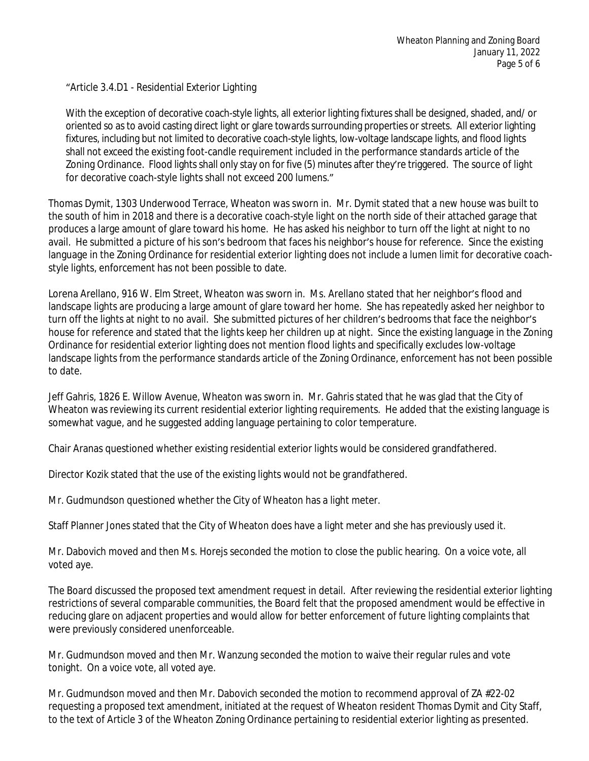"Article 3.4.D1 - Residential Exterior Lighting

> With the exception of decorative coach-style lights, all exterior lighting fixtures shall be designed, shaded, and/ or oriented so as to avoid casting direct light or glare towards surrounding properties or streets. All exterior lighting fixtures, including but not limited to decorative coach-style lights, low-voltage landscape lights, and flood lights shall not exceed the existing foot-candle requirement included in the performance standards article of the Zoning Ordinance. Flood lights shall only stay on for five (5) minutes after they're triggered. The source of light for decorative coach-style lights shall not exceed 200 lumens."

Thomas Dymit, 1303 Underwood Terrace, Wheaton was sworn in. Mr. Dymit stated that a new house was built to the south of him in 2018 and there is a decorative coach-style light on the north side of their attached garage that produces a large amount of glare toward his home. He has asked his neighbor to turn off the light at night to no avail. He submitted a picture of his son's bedroom that faces his neighbor's house for reference. Since the existing language in the Zoning Ordinance for residential exterior lighting does not include a lumen limit for decorative coach-style lights, enforcement has not been possible to date.

Lorena Arellano, 916 W. Elm Street, Wheaton was sworn in. Ms. Arellano stated that her neighbor's flood and landscape lights are producing a large amount of glare toward her home. She has repeatedly asked her neighbor to turn off the lights at night to no avail. She submitted pictures of her children's bedrooms that face the neighbor's house for reference and stated that the lights keep her children up at night. Since the existing language in the Zoning Ordinance for residential exterior lighting does not mention flood lights and specifically excludes low-voltage landscape lights from the performance standards article of the Zoning Ordinance, enforcement has not been possible to date.

Jeff Gahris, 1826 E. Willow Avenue, Wheaton was sworn in. Mr. Gahris stated that he was glad that the City of Wheaton was reviewing its current residential exterior lighting requirements. He added that the existing language is somewhat vague, and he suggested adding language pertaining to color temperature.

Chair Aranas questioned whether existing residential exterior lights would be considered grandfathered.

Director Kozik stated that the use of the existing lights would not be grandfathered.

Mr. Gudmundson questioned whether the City of Wheaton has a light meter.

Staff Planner Jones stated that the City of Wheaton does have a light meter and she has previously used it.

Mr. Dabovich moved and then Ms. Horejs seconded the motion to close the public hearing. On a voice vote, all voted aye.

The Board discussed the proposed text amendment request in detail. After reviewing the residential exterior lighting restrictions of several comparable communities, the Board felt that the proposed amendment would be effective in reducing glare on adjacent properties and would allow for better enforcement of future lighting complaints that were previously considered unenforceable.

Mr. Gudmundson moved and then Mr. Wanzung seconded the motion to waive their regular rules and vote tonight. On a voice vote, all voted aye.

Mr. Gudmundson moved and then Mr. Dabovich seconded the motion to recommend approval of ZA #22-02 requesting a proposed text amendment, initiated at the request of Wheaton resident Thomas Dymit and City Staff, to the text of Article 3 of the Wheaton Zoning Ordinance pertaining to residential exterior lighting as presented.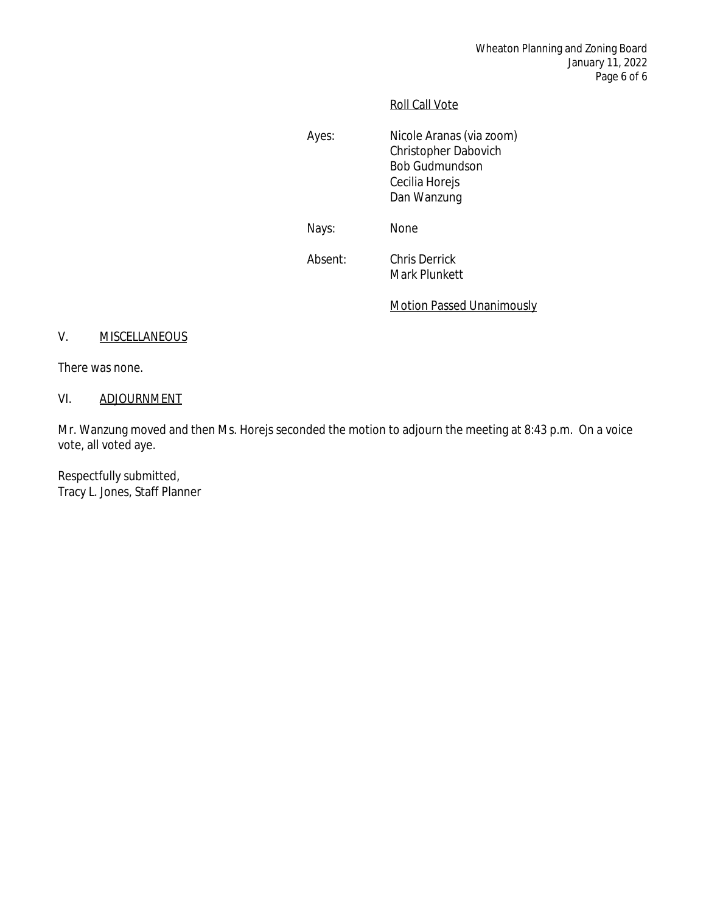Roll Call Vote

| | |
|---|---|
| Ayes: | Nicole Aranas (via zoom)<br>Christopher Dabovich<br>Bob Gudmundson<br>Cecilia Horejs<br>Dan Wanzung |
| Nays: | None |
| Absent: | Chris Derrick<br>Mark Plunkett |

Motion Passed Unanimously

## V. MISCELLANEOUS

There was none.

## VI. ADJOURNMENT

Mr. Wanzung moved and then Ms. Horejs seconded the motion to adjourn the meeting at 8:43 p.m. On a voice vote, all voted aye.

Respectfully submitted,
Tracy L. Jones, Staff Planner